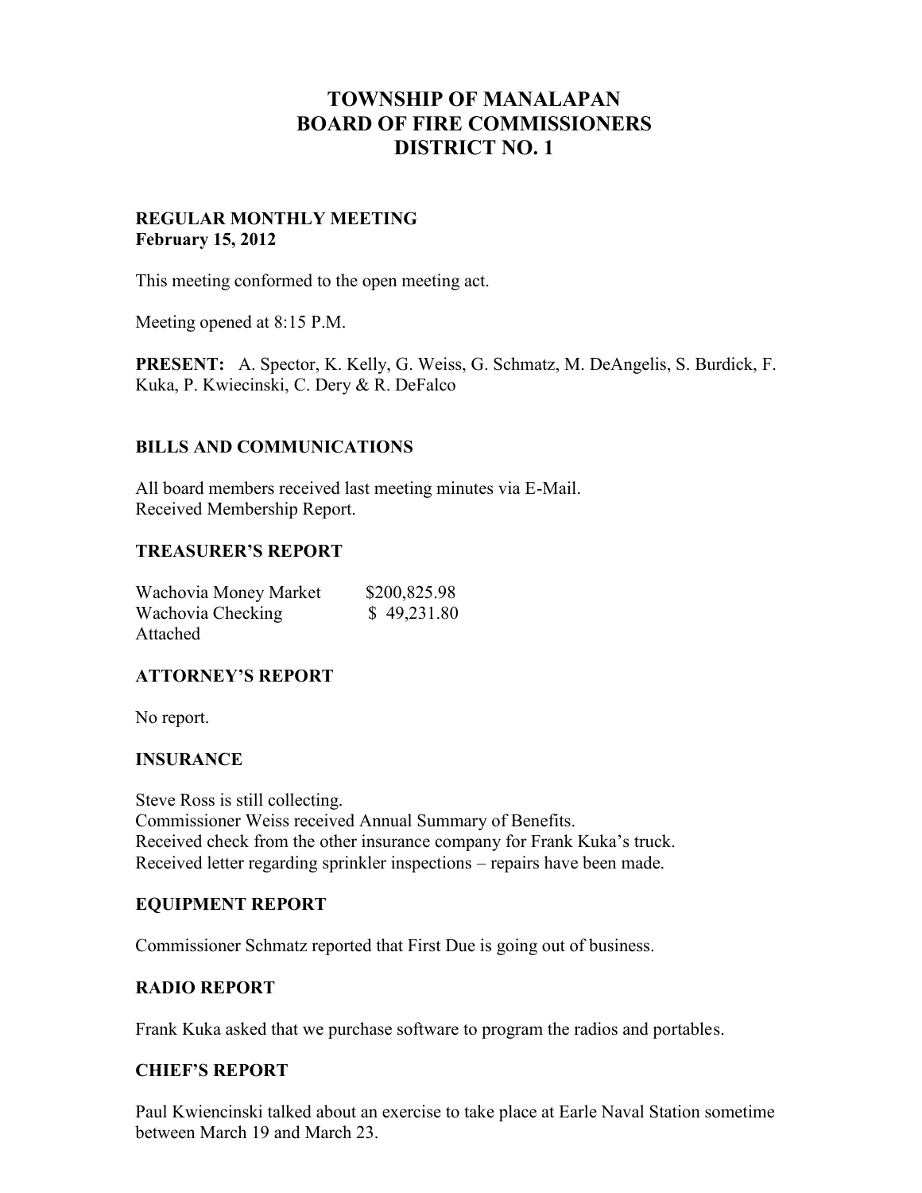# TOWNSHIP OF MANALAPAN
# BOARD OF FIRE COMMISSIONERS
# DISTRICT NO. 1

**REGULAR MONTHLY MEETING**
**February 15, 2012**

This meeting conformed to the open meeting act.

Meeting opened at 8:15 P.M.

**PRESENT:** A. Spector, K. Kelly, G. Weiss, G. Schmatz, M. DeAngelis, S. Burdick, F. Kuka, P. Kwiecinski, C. Dery & R. DeFalco

## BILLS AND COMMUNICATIONS

All board members received last meeting minutes via E-Mail.
Received Membership Report.

## TREASURER'S REPORT

| | |
|---|---|
| Wachovia Money Market | $200,825.98 |
| Wachovia Checking | $ 49,231.80 |

Attached

## ATTORNEY'S REPORT

No report.

## INSURANCE

Steve Ross is still collecting.
Commissioner Weiss received Annual Summary of Benefits.
Received check from the other insurance company for Frank Kuka's truck.
Received letter regarding sprinkler inspections – repairs have been made.

## EQUIPMENT REPORT

Commissioner Schmatz reported that First Due is going out of business.

## RADIO REPORT

Frank Kuka asked that we purchase software to program the radios and portables.

## CHIEF'S REPORT

Paul Kwiencinski talked about an exercise to take place at Earle Naval Station sometime between March 19 and March 23.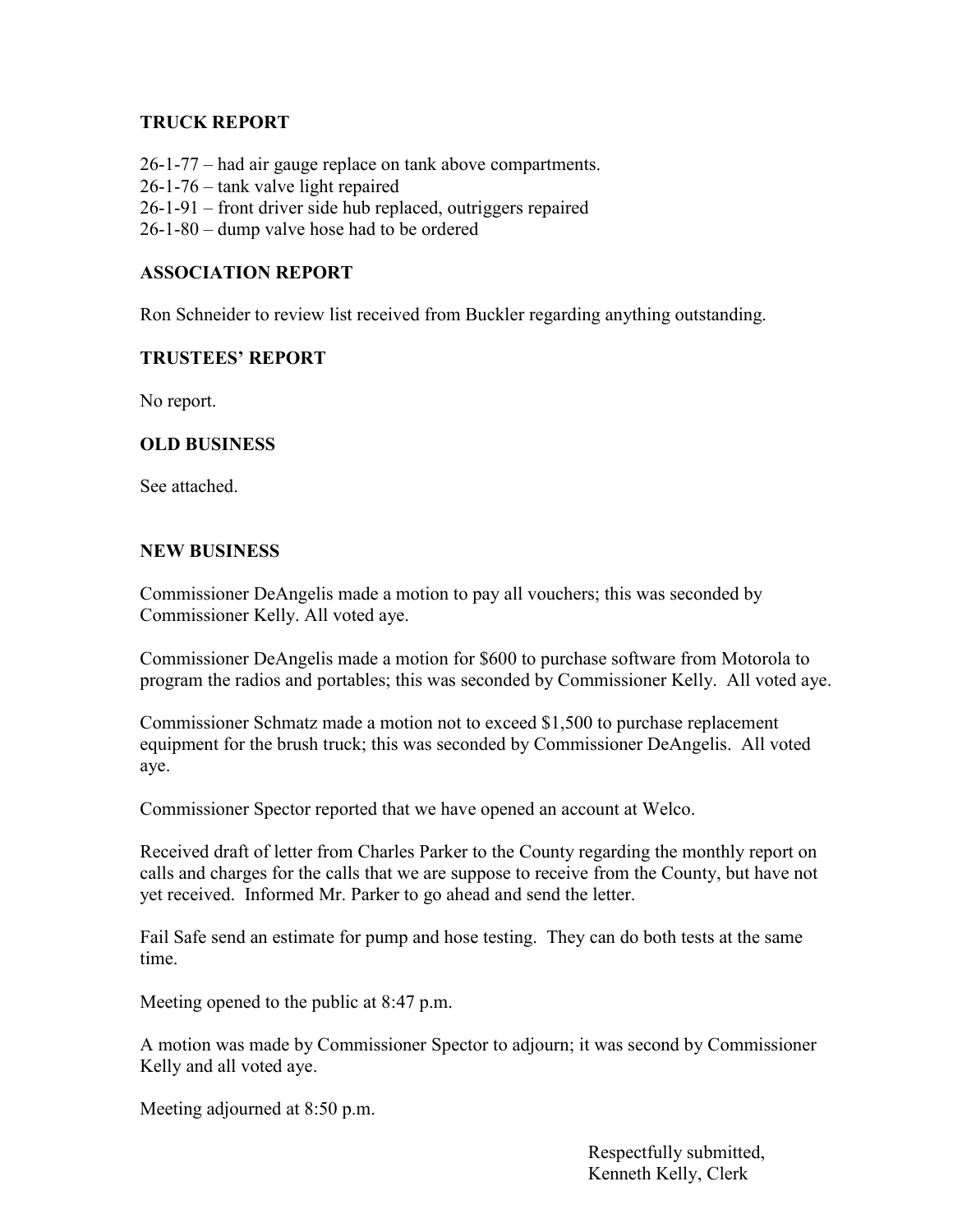## TRUCK REPORT

26-1-77 – had air gauge replace on tank above compartments.
26-1-76 – tank valve light repaired
26-1-91 – front driver side hub replaced, outriggers repaired
26-1-80 – dump valve hose had to be ordered

## ASSOCIATION REPORT

Ron Schneider to review list received from Buckler regarding anything outstanding.

## TRUSTEES' REPORT

No report.

## OLD BUSINESS

See attached.

## NEW BUSINESS

Commissioner DeAngelis made a motion to pay all vouchers; this was seconded by Commissioner Kelly. All voted aye.

Commissioner DeAngelis made a motion for $600 to purchase software from Motorola to program the radios and portables; this was seconded by Commissioner Kelly. All voted aye.

Commissioner Schmatz made a motion not to exceed $1,500 to purchase replacement equipment for the brush truck; this was seconded by Commissioner DeAngelis. All voted aye.

Commissioner Spector reported that we have opened an account at Welco.

Received draft of letter from Charles Parker to the County regarding the monthly report on calls and charges for the calls that we are suppose to receive from the County, but have not yet received. Informed Mr. Parker to go ahead and send the letter.

Fail Safe send an estimate for pump and hose testing. They can do both tests at the same time.

Meeting opened to the public at 8:47 p.m.

A motion was made by Commissioner Spector to adjourn; it was second by Commissioner Kelly and all voted aye.

Meeting adjourned at 8:50 p.m.

Respectfully submitted,
Kenneth Kelly, Clerk